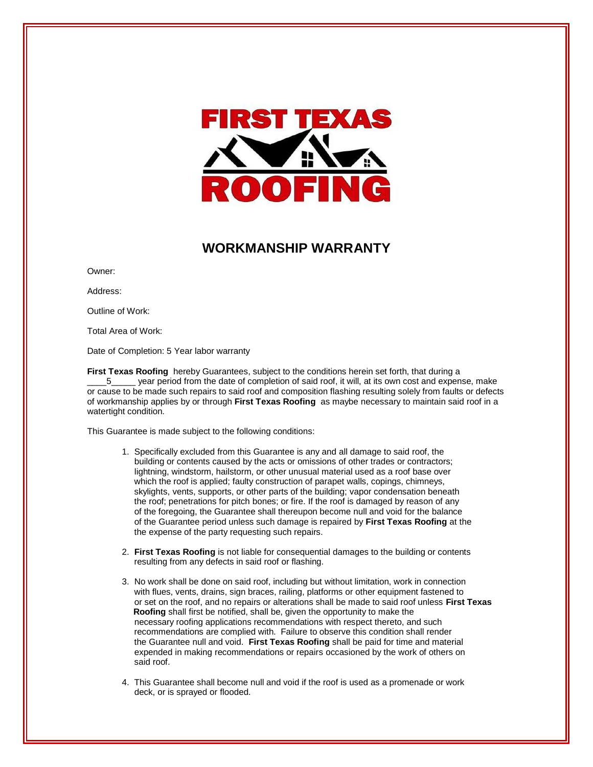# WORKMANSHIP WARRANTY

Owner:

Address:

Outline of Work:

Total Area of Work:

Date of Completion: 5 Year labor warranty

**First Texas Roofing** hereby Guarantees, subject to the conditions herein set forth, that during a ____5_____ year period from the date of completion of said roof, it will, at its own cost and expense, make or cause to be made such repairs to said roof and composition flashing resulting solely from faults or defects of workmanship applies by or through **First Texas Roofing** as maybe necessary to maintain said roof in a watertight condition.

This Guarantee is made subject to the following conditions:

1. Specifically excluded from this Guarantee is any and all damage to said roof, the building or contents caused by the acts or omissions of other trades or contractors; lightning, windstorm, hailstorm, or other unusual material used as a roof base over which the roof is applied; faulty construction of parapet walls, copings, chimneys, skylights, vents, supports, or other parts of the building; vapor condensation beneath the roof; penetrations for pitch bones; or fire. If the roof is damaged by reason of any of the foregoing, the Guarantee shall thereupon become null and void for the balance of the Guarantee period unless such damage is repaired by **First Texas Roofing** at the the expense of the party requesting such repairs.

2. **First Texas Roofing** is not liable for consequential damages to the building or contents resulting from any defects in said roof or flashing.

3. No work shall be done on said roof, including but without limitation, work in connection with flues, vents, drains, sign braces, railing, platforms or other equipment fastened to or set on the roof, and no repairs or alterations shall be made to said roof unless **First Texas Roofing** shall first be notified, shall be, given the opportunity to make the necessary roofing applications recommendations with respect thereto, and such recommendations are complied with. Failure to observe this condition shall render the Guarantee null and void. **First Texas Roofing** shall be paid for time and material expended in making recommendations or repairs occasioned by the work of others on said roof.

4. This Guarantee shall become null and void if the roof is used as a promenade or work deck, or is sprayed or flooded.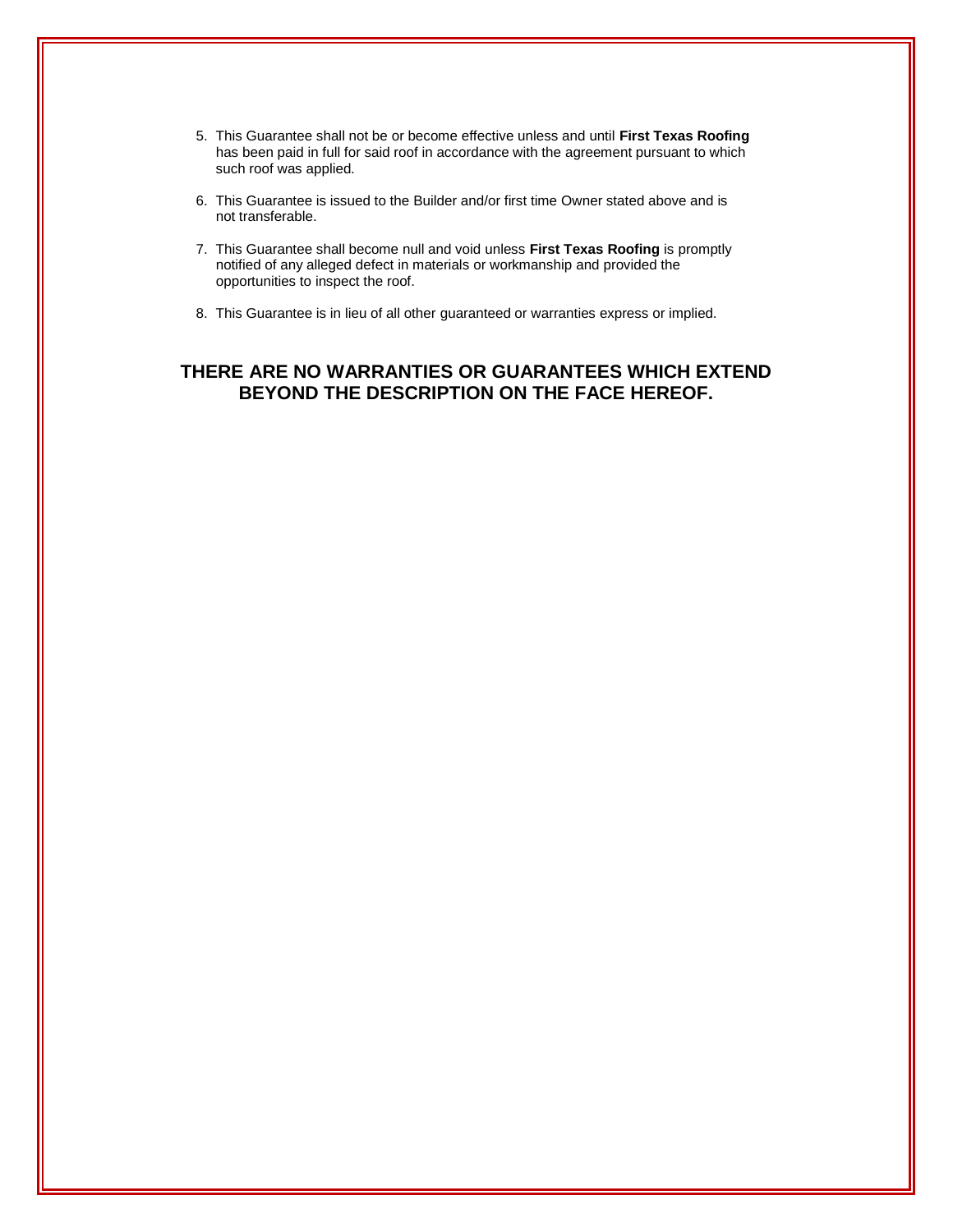5. This Guarantee shall not be or become effective unless and until **First Texas Roofing** has been paid in full for said roof in accordance with the agreement pursuant to which such roof was applied.

6. This Guarantee is issued to the Builder and/or first time Owner stated above and is not transferable.

7. This Guarantee shall become null and void unless **First Texas Roofing** is promptly notified of any alleged defect in materials or workmanship and provided the opportunities to inspect the roof.

8. This Guarantee is in lieu of all other guaranteed or warranties express or implied.

**THERE ARE NO WARRANTIES OR GUARANTEES WHICH EXTEND BEYOND THE DESCRIPTION ON THE FACE HEREOF.**